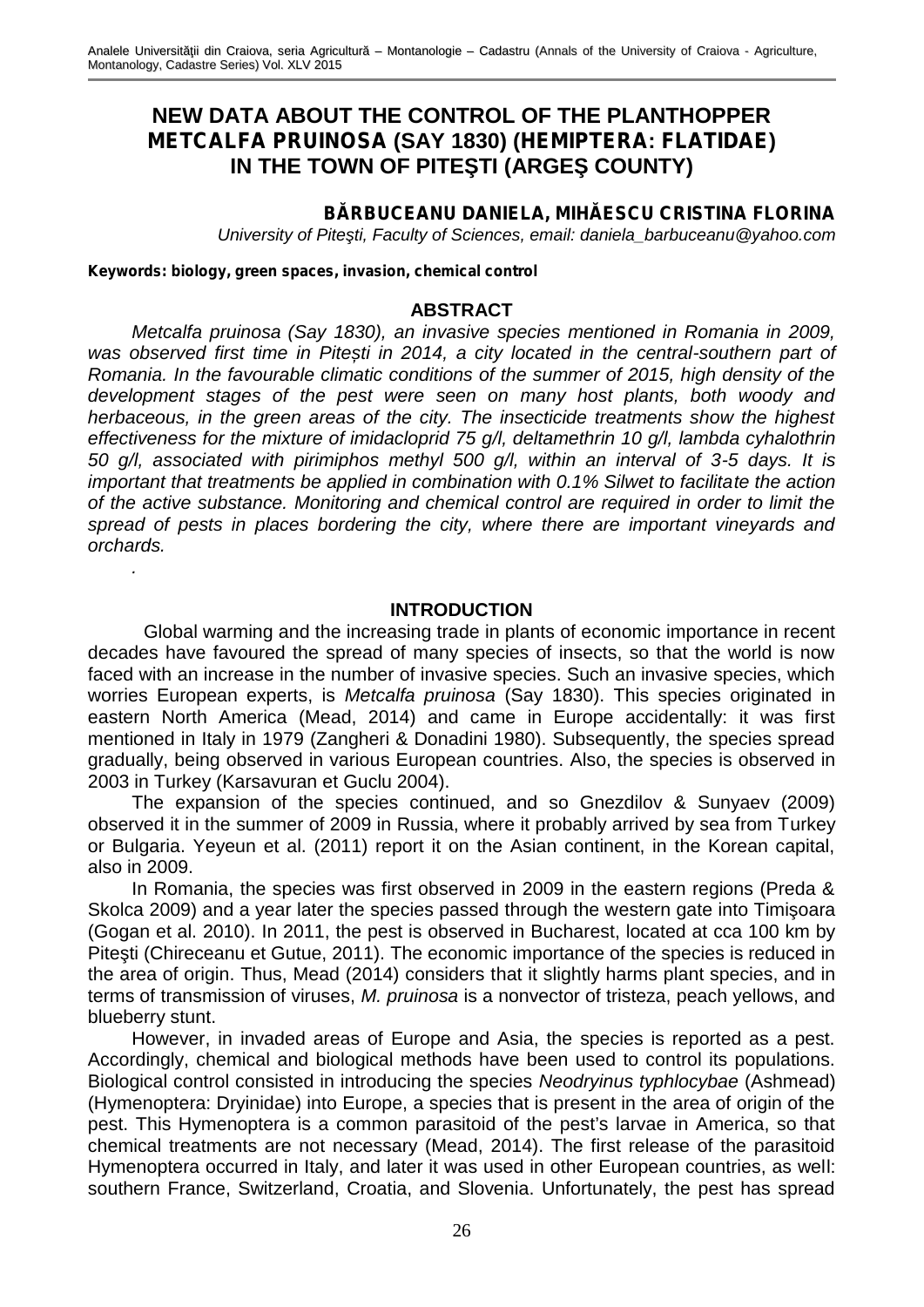# NEW DATA ABOUT THE CONTROL OF THE PLANTHOPPER *METCALFA PRUINOSA* (SAY 1830) (*HEMIPTERA: FLATIDAE*) IN THE TOWN OF PITEŞTI (ARGEŞ COUNTY)

**BĂRBUCEANU DANIELA, MIHĂESCU CRISTINA FLORINA**

*University of Piteşti, Faculty of Sciences, email: daniela_barbuceanu@yahoo.com*

**Keywords: biology, green spaces, invasion, chemical control**

## ABSTRACT

*Metcalfa pruinosa (Say 1830), an invasive species mentioned in Romania in 2009, was observed first time in Pitești in 2014, a city located in the central-southern part of Romania. In the favourable climatic conditions of the summer of 2015, high density of the development stages of the pest were seen on many host plants, both woody and herbaceous, in the green areas of the city. The insecticide treatments show the highest effectiveness for the mixture of imidacloprid 75 g/l, deltamethrin 10 g/l, lambda cyhalothrin 50 g/l, associated with pirimiphos methyl 500 g/l, within an interval of 3-5 days. It is important that treatments be applied in combination with 0.1% Silwet to facilitate the action of the active substance. Monitoring and chemical control are required in order to limit the spread of pests in places bordering the city, where there are important vineyards and orchards.*

*.*

## INTRODUCTION

Global warming and the increasing trade in plants of economic importance in recent decades have favoured the spread of many species of insects, so that the world is now faced with an increase in the number of invasive species. Such an invasive species, which worries European experts, is *Metcalfa pruinosa* (Say 1830). This species originated in eastern North America (Mead, 2014) and came in Europe accidentally: it was first mentioned in Italy in 1979 (Zangheri & Donadini 1980). Subsequently, the species spread gradually, being observed in various European countries. Also, the species is observed in 2003 in Turkey (Karsavuran et Guclu 2004).

The expansion of the species continued, and so Gnezdilov & Sunyaev (2009) observed it in the summer of 2009 in Russia, where it probably arrived by sea from Turkey or Bulgaria. Yeyeun et al. (2011) report it on the Asian continent, in the Korean capital, also in 2009.

In Romania, the species was first observed in 2009 in the eastern regions (Preda & Skolca 2009) and a year later the species passed through the western gate into Timişoara (Gogan et al. 2010). In 2011, the pest is observed in Bucharest, located at cca 100 km by Piteşti (Chireceanu et Gutue, 2011). The economic importance of the species is reduced in the area of origin. Thus, Mead (2014) considers that it slightly harms plant species, and in terms of transmission of viruses, *M. pruinosa* is a nonvector of tristeza, peach yellows, and blueberry stunt.

However, in invaded areas of Europe and Asia, the species is reported as a pest. Accordingly, chemical and biological methods have been used to control its populations. Biological control consisted in introducing the species *Neodryinus typhlocybae* (Ashmead) (Hymenoptera: Dryinidae) into Europe, a species that is present in the area of origin of the pest. This Hymenoptera is a common parasitoid of the pest's larvae in America, so that chemical treatments are not necessary (Mead, 2014). The first release of the parasitoid Hymenoptera occurred in Italy, and later it was used in other European countries, as well: southern France, Switzerland, Croatia, and Slovenia. Unfortunately, the pest has spread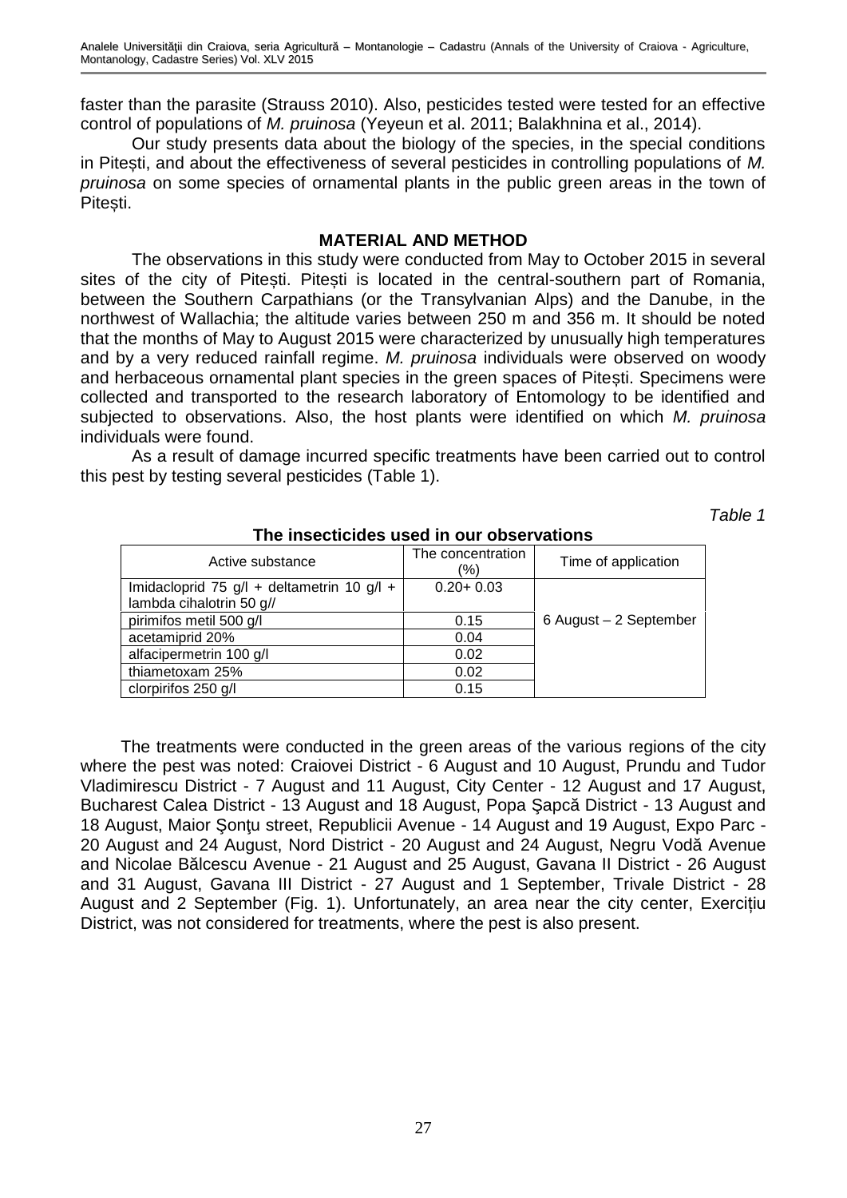faster than the parasite (Strauss 2010). Also, pesticides tested were tested for an effective control of populations of *M. pruinosa* (Yeyeun et al. 2011; Balakhnina et al., 2014).

Our study presents data about the biology of the species, in the special conditions in Pitești, and about the effectiveness of several pesticides in controlling populations of *M. pruinosa* on some species of ornamental plants in the public green areas in the town of Pitești.

## MATERIAL AND METHOD

The observations in this study were conducted from May to October 2015 in several sites of the city of Pitești. Pitești is located in the central-southern part of Romania, between the Southern Carpathians (or the Transylvanian Alps) and the Danube, in the northwest of Wallachia; the altitude varies between 250 m and 356 m. It should be noted that the months of May to August 2015 were characterized by unusually high temperatures and by a very reduced rainfall regime. *M. pruinosa* individuals were observed on woody and herbaceous ornamental plant species in the green spaces of Pitești. Specimens were collected and transported to the research laboratory of Entomology to be identified and subjected to observations. Also, the host plants were identified on which *M. pruinosa* individuals were found.

As a result of damage incurred specific treatments have been carried out to control this pest by testing several pesticides (Table 1).

*Table 1*

**The insecticides used in our observations**

| Active substance | The concentration (%) | Time of application |
|---|---|---|
| Imidacloprid 75 g/l + deltametrin 10 g/l + lambda cihalotrin 50 g// | 0.20+ 0.03 | 6 August – 2 September |
| pirimifos metil 500 g/l | 0.15 | |
| acetamiprid 20% | 0.04 | |
| alfacipermetrin 100 g/l | 0.02 | |
| thiametoxam 25% | 0.02 | |
| clorpirifos 250 g/l | 0.15 | |

The treatments were conducted in the green areas of the various regions of the city where the pest was noted: Craiovei District - 6 August and 10 August, Prundu and Tudor Vladimirescu District - 7 August and 11 August, City Center - 12 August and 17 August, Bucharest Calea District - 13 August and 18 August, Popa Şapcă District - 13 August and 18 August, Maior Şonţu street, Republicii Avenue - 14 August and 19 August, Expo Parc - 20 August and 24 August, Nord District - 20 August and 24 August, Negru Vodă Avenue and Nicolae Bălcescu Avenue - 21 August and 25 August, Gavana II District - 26 August and 31 August, Gavana III District - 27 August and 1 September, Trivale District - 28 August and 2 September (Fig. 1). Unfortunately, an area near the city center, Exercițiu District, was not considered for treatments, where the pest is also present.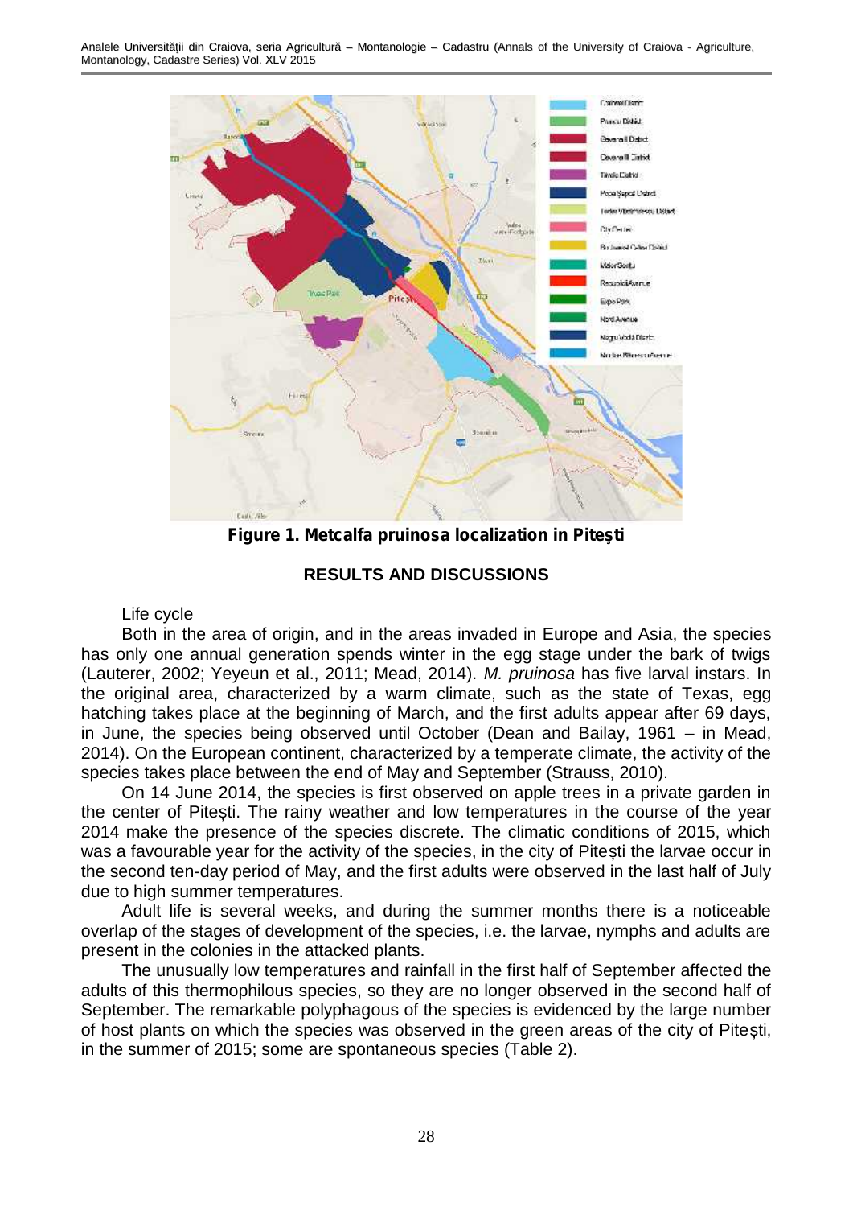**Figure 1. Metcalfa pruinosa localization in Pitești**

## RESULTS AND DISCUSSIONS

Life cycle

Both in the area of origin, and in the areas invaded in Europe and Asia, the species has only one annual generation spends winter in the egg stage under the bark of twigs (Lauterer, 2002; Yeyeun et al., 2011; Mead, 2014). *M. pruinosa* has five larval instars. In the original area, characterized by a warm climate, such as the state of Texas, egg hatching takes place at the beginning of March, and the first adults appear after 69 days, in June, the species being observed until October (Dean and Bailay, 1961 – in Mead, 2014). On the European continent, characterized by a temperate climate, the activity of the species takes place between the end of May and September (Strauss, 2010).

On 14 June 2014, the species is first observed on apple trees in a private garden in the center of Pitești. The rainy weather and low temperatures in the course of the year 2014 make the presence of the species discrete. The climatic conditions of 2015, which was a favourable year for the activity of the species, in the city of Pitești the larvae occur in the second ten-day period of May, and the first adults were observed in the last half of July due to high summer temperatures.

Adult life is several weeks, and during the summer months there is a noticeable overlap of the stages of development of the species, i.e. the larvae, nymphs and adults are present in the colonies in the attacked plants.

The unusually low temperatures and rainfall in the first half of September affected the adults of this thermophilous species, so they are no longer observed in the second half of September. The remarkable polyphagous of the species is evidenced by the large number of host plants on which the species was observed in the green areas of the city of Pitești, in the summer of 2015; some are spontaneous species (Table 2).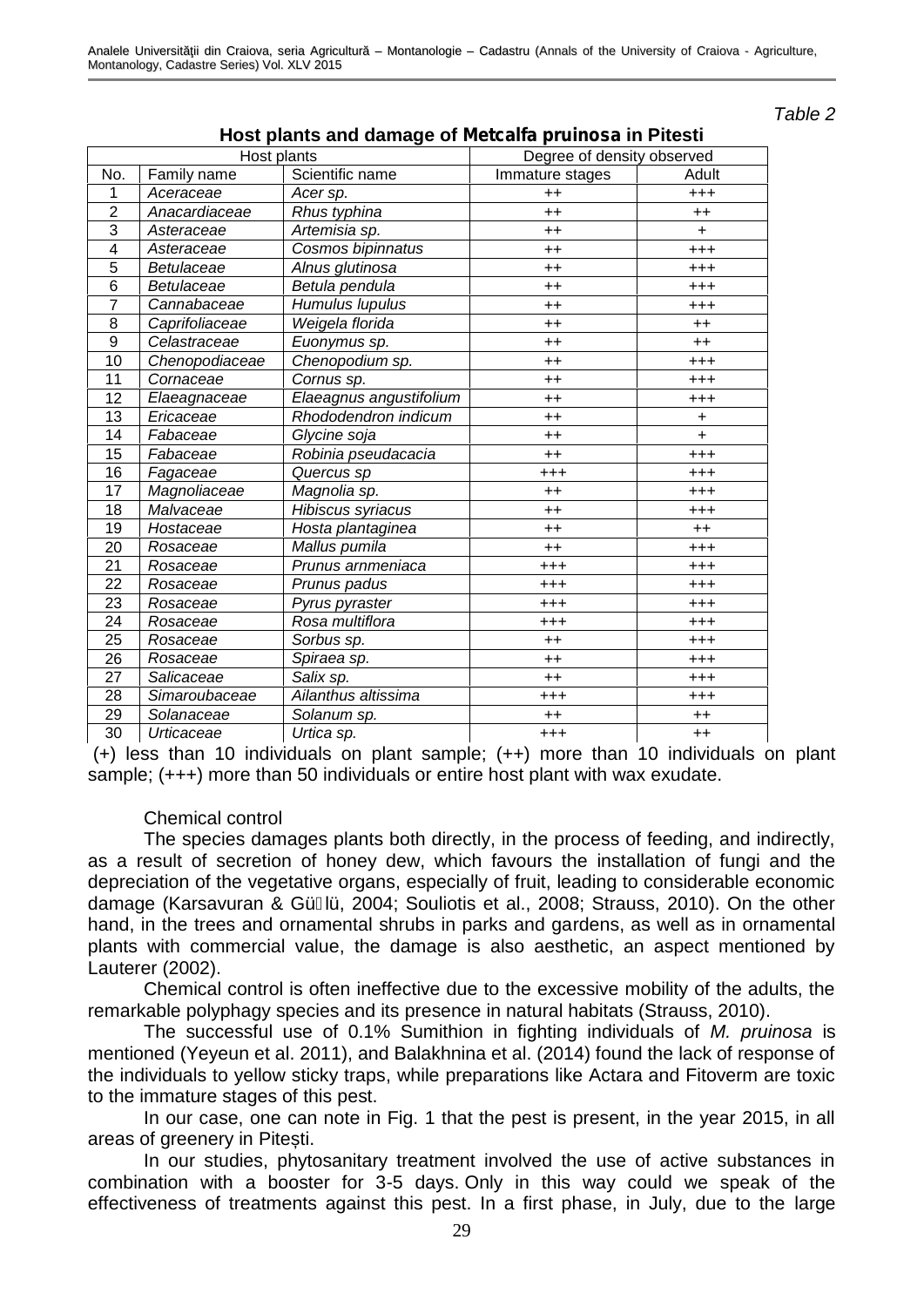*Table 2*

**Host plants and damage of *Metcalfa pruinosa* in Pitesti**

| Host plants | | | Degree of density observed | |
|---|---|---|---|---|
| No. | Family name | Scientific name | Immature stages | Adult |
| 1 | *Aceraceae* | *Acer sp.* | ++ | +++ |
| 2 | *Anacardiaceae* | *Rhus typhina* | ++ | ++ |
| 3 | *Asteraceae* | *Artemisia sp.* | ++ | + |
| 4 | *Asteraceae* | *Cosmos bipinnatus* | ++ | +++ |
| 5 | *Betulaceae* | *Alnus glutinosa* | ++ | +++ |
| 6 | *Betulaceae* | *Betula pendula* | ++ | +++ |
| 7 | *Cannabaceae* | *Humulus lupulus* | ++ | +++ |
| 8 | *Caprifoliaceae* | *Weigela florida* | ++ | ++ |
| 9 | *Celastraceae* | *Euonymus sp.* | ++ | ++ |
| 10 | *Chenopodiaceae* | *Chenopodium sp.* | ++ | +++ |
| 11 | *Cornaceae* | *Cornus sp.* | ++ | +++ |
| 12 | *Elaeagnaceae* | *Elaeagnus angustifolium* | ++ | +++ |
| 13 | *Ericaceae* | *Rhododendron indicum* | ++ | + |
| 14 | *Fabaceae* | *Glycine soja* | ++ | + |
| 15 | *Fabaceae* | *Robinia pseudacacia* | ++ | +++ |
| 16 | *Fagaceae* | *Quercus sp* | +++ | +++ |
| 17 | *Magnoliaceae* | *Magnolia sp.* | ++ | +++ |
| 18 | *Malvaceae* | *Hibiscus syriacus* | ++ | +++ |
| 19 | *Hostaceae* | *Hosta plantaginea* | ++ | ++ |
| 20 | *Rosaceae* | *Mallus pumila* | ++ | +++ |
| 21 | *Rosaceae* | *Prunus arnmeniaca* | +++ | +++ |
| 22 | *Rosaceae* | *Prunus padus* | +++ | +++ |
| 23 | *Rosaceae* | *Pyrus pyraster* | +++ | +++ |
| 24 | *Rosaceae* | *Rosa multiflora* | +++ | +++ |
| 25 | *Rosaceae* | *Sorbus sp.* | ++ | +++ |
| 26 | *Rosaceae* | *Spiraea sp.* | ++ | +++ |
| 27 | *Salicaceae* | *Salix sp.* | ++ | +++ |
| 28 | *Simaroubaceae* | *Ailanthus altissima* | +++ | +++ |
| 29 | *Solanaceae* | *Solanum sp.* | ++ | ++ |
| 30 | *Urticaceae* | *Urtica sp.* | +++ | ++ |

(+) less than 10 individuals on plant sample; (++) more than 10 individuals on plant sample; (+++) more than 50 individuals or entire host plant with wax exudate.

Chemical control

The species damages plants both directly, in the process of feeding, and indirectly, as a result of secretion of honey dew, which favours the installation of fungi and the depreciation of the vegetative organs, especially of fruit, leading to considerable economic damage (Karsavuran & Güçlü, 2004; Souliotis et al., 2008; Strauss, 2010). On the other hand, in the trees and ornamental shrubs in parks and gardens, as well as in ornamental plants with commercial value, the damage is also aesthetic, an aspect mentioned by Lauterer (2002).

Chemical control is often ineffective due to the excessive mobility of the adults, the remarkable polyphagy species and its presence in natural habitats (Strauss, 2010).

The successful use of 0.1% Sumithion in fighting individuals of *M. pruinosa* is mentioned (Yeyeun et al. 2011), and Balakhnina et al. (2014) found the lack of response of the individuals to yellow sticky traps, while preparations like Actara and Fitoverm are toxic to the immature stages of this pest.

In our case, one can note in Fig. 1 that the pest is present, in the year 2015, in all areas of greenery in Pitești.

In our studies, phytosanitary treatment involved the use of active substances in combination with a booster for 3-5 days. Only in this way could we speak of the effectiveness of treatments against this pest. In a first phase, in July, due to the large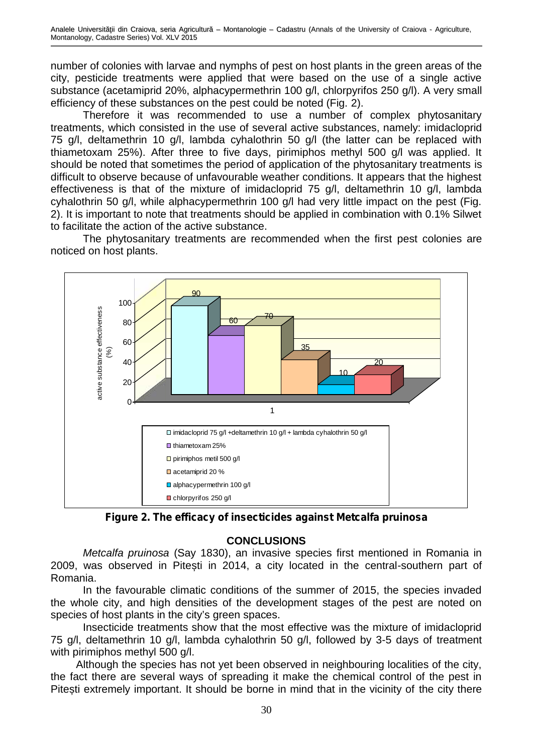number of colonies with larvae and nymphs of pest on host plants in the green areas of the city, pesticide treatments were applied that were based on the use of a single active substance (acetamiprid 20%, alphacypermethrin 100 g/l, chlorpyrifos 250 g/l). A very small efficiency of these substances on the pest could be noted (Fig. 2).

Therefore it was recommended to use a number of complex phytosanitary treatments, which consisted in the use of several active substances, namely: imidacloprid 75 g/l, deltamethrin 10 g/l, lambda cyhalothrin 50 g/l (the latter can be replaced with thiametoxam 25%). After three to five days, pirimiphos methyl 500 g/l was applied. It should be noted that sometimes the period of application of the phytosanitary treatments is difficult to observe because of unfavourable weather conditions. It appears that the highest effectiveness is that of the mixture of imidacloprid 75 g/l, deltamethrin 10 g/l, lambda cyhalothrin 50 g/l, while alphacypermethrin 100 g/l had very little impact on the pest (Fig. 2). It is important to note that treatments should be applied in combination with 0.1% Silwet to facilitate the action of the active substance.

The phytosanitary treatments are recommended when the first pest colonies are noticed on host plants.

| Active substance | Active substance effectiveness (%) |
|---|---|
| imidacloprid 75 g/l +deltamethrin 10 g/l + lambda cyhalothrin 50 g/l | 90 |
| thiametoxam 25% | 60 |
| pirimiphos metil 500 g/l | 70 |
| acetamiprid 20 % | 35 |
| alphacypermethrin 100 g/l | 10 |
| chlorpyrifos 250 g/l | 20 |

**Figure 2. The efficacy of insecticides against Metcalfa pruinosa**

## CONCLUSIONS

*Metcalfa pruinosa* (Say 1830), an invasive species first mentioned in Romania in 2009, was observed in Pitești in 2014, a city located in the central-southern part of Romania.

In the favourable climatic conditions of the summer of 2015, the species invaded the whole city, and high densities of the development stages of the pest are noted on species of host plants in the city's green spaces.

Insecticide treatments show that the most effective was the mixture of imidacloprid 75 g/l, deltamethrin 10 g/l, lambda cyhalothrin 50 g/l, followed by 3-5 days of treatment with pirimiphos methyl 500 g/l.

Although the species has not yet been observed in neighbouring localities of the city, the fact there are several ways of spreading it make the chemical control of the pest in Pitești extremely important. It should be borne in mind that in the vicinity of the city there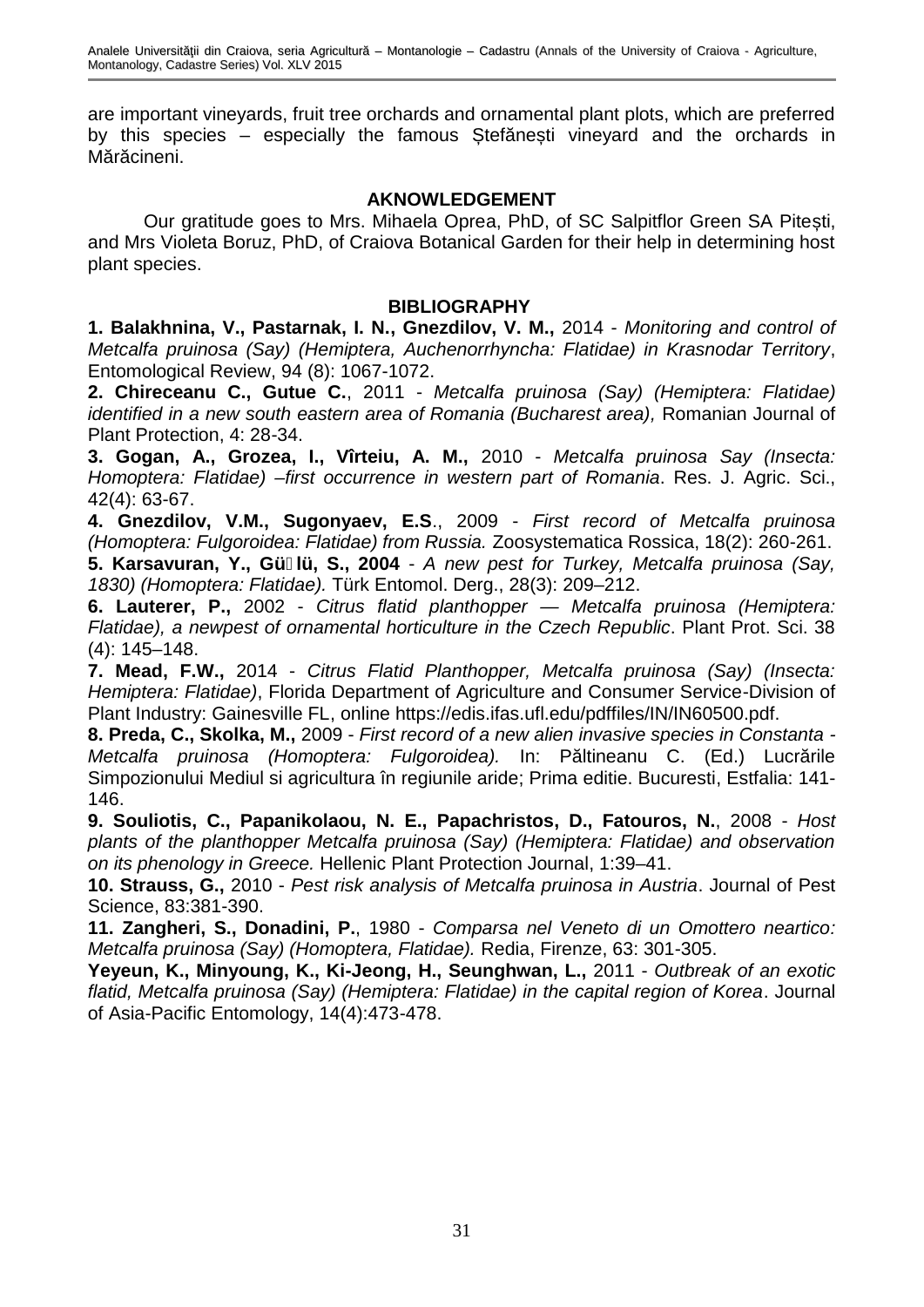are important vineyards, fruit tree orchards and ornamental plant plots, which are preferred by this species – especially the famous Ștefănești vineyard and the orchards in Mărăcineni.

## AKNOWLEDGEMENT

Our gratitude goes to Mrs. Mihaela Oprea, PhD, of SC Salpitflor Green SA Pitești, and Mrs Violeta Boruz, PhD, of Craiova Botanical Garden for their help in determining host plant species.

## BIBLIOGRAPHY

**1. Balakhnina, V., Pastarnak, I. N., Gnezdilov, V. M.,** 2014 - *Monitoring and control of Metcalfa pruinosa (Say) (Hemiptera, Auchenorrhyncha: Flatidae) in Krasnodar Territory*, Entomological Review, 94 (8): 1067-1072.

**2. Chireceanu C., Gutue C.**, 2011 - *Metcalfa pruinosa (Say) (Hemiptera: Flatidae) identified in a new south eastern area of Romania (Bucharest area),* Romanian Journal of Plant Protection, 4: 28-34.

**3. Gogan, A., Grozea, I., Vîrteiu, A. M.,** 2010 - *Metcalfa pruinosa Say (Insecta: Homoptera: Flatidae) –first occurrence in western part of Romania*. Res. J. Agric. Sci., 42(4): 63-67.

**4. Gnezdilov, V.M., Sugonyaev, E.S**., 2009 - *First record of Metcalfa pruinosa (Homoptera: Fulgoroidea: Flatidae) from Russia.* Zoosystematica Rossica, 18(2): 260-261.

**5. Karsavuran, Y., Gü lü, S., 2004** - *A new pest for Turkey, Metcalfa pruinosa (Say, 1830) (Homoptera: Flatidae).* Türk Entomol. Derg., 28(3): 209–212.

**6. Lauterer, P.,** 2002 - *Citrus flatid planthopper — Metcalfa pruinosa (Hemiptera: Flatidae), a newpest of ornamental horticulture in the Czech Republic*. Plant Prot. Sci. 38 (4): 145–148.

**7. Mead, F.W.,** 2014 - *Citrus Flatid Planthopper, Metcalfa pruinosa (Say) (Insecta: Hemiptera: Flatidae)*, Florida Department of Agriculture and Consumer Service-Division of Plant Industry: Gainesville FL, online https://edis.ifas.ufl.edu/pdffiles/IN/IN60500.pdf.

**8. Preda, C., Skolka, M.,** 2009 - *First record of a new alien invasive species in Constanta - Metcalfa pruinosa (Homoptera: Fulgoroidea).* In: Păltineanu C. (Ed.) Lucrările Simpozionului Mediul si agricultura în regiunile aride; Prima editie. Bucuresti, Estfalia: 141-146.

**9. Souliotis, C., Papanikolaou, N. E., Papachristos, D., Fatouros, N.**, 2008 - *Host plants of the planthopper Metcalfa pruinosa (Say) (Hemiptera: Flatidae) and observation on its phenology in Greece.* Hellenic Plant Protection Journal, 1:39–41.

**10. Strauss, G.,** 2010 - *Pest risk analysis of Metcalfa pruinosa in Austria*. Journal of Pest Science, 83:381-390.

**11. Zangheri, S., Donadini, P.**, 1980 - *Comparsa nel Veneto di un Omottero neartico: Metcalfa pruinosa (Say) (Homoptera, Flatidae).* Redia, Firenze, 63: 301-305.

**Yeyeun, K., Minyoung, K., Ki-Jeong, H., Seunghwan, L.,** 2011 - *Outbreak of an exotic flatid, Metcalfa pruinosa (Say) (Hemiptera: Flatidae) in the capital region of Korea*. Journal of Asia-Pacific Entomology, 14(4):473-478.